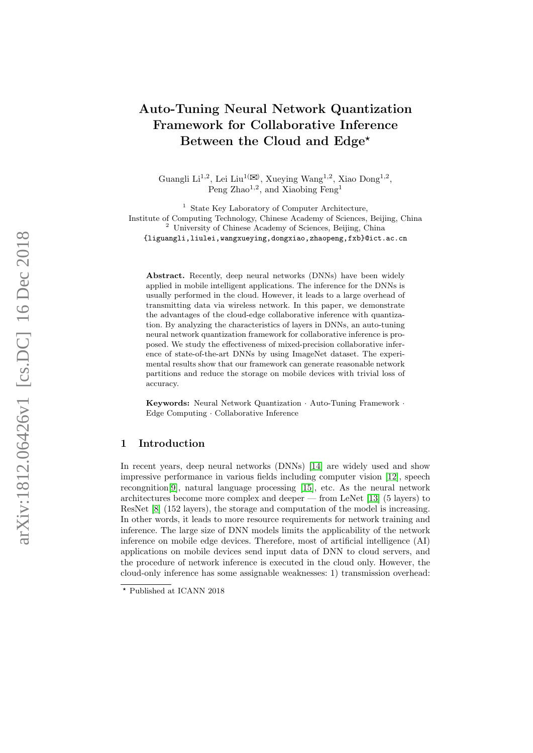# Auto-Tuning Neural Network Quantization Framework for Collaborative Inference Between the Cloud and Edge*

Guangli Li[1,2], Lei Liu[1(✉)], Xueying Wang[1,2], Xiao Dong[1,2], Peng Zhao[1,2], and Xiaobing Feng[1]

[1] State Key Laboratory of Computer Architecture, Institute of Computing Technology, Chinese Academy of Sciences, Beijing, China
[2] University of Chinese Academy of Sciences, Beijing, China
{liguangli,liulei,wangxueying,dongxiao,zhaopeng,fxb}@ict.ac.cn

**Abstract.** Recently, deep neural networks (DNNs) have been widely applied in mobile intelligent applications. The inference for the DNNs is usually performed in the cloud. However, it leads to a large overhead of transmitting data via wireless network. In this paper, we demonstrate the advantages of the cloud-edge collaborative inference with quantization. By analyzing the characteristics of layers in DNNs, an auto-tuning neural network quantization framework for collaborative inference is proposed. We study the effectiveness of mixed-precision collaborative inference of state-of-the-art DNNs by using ImageNet dataset. The experimental results show that our framework can generate reasonable network partitions and reduce the storage on mobile devices with trivial loss of accuracy.

**Keywords:** Neural Network Quantization · Auto-Tuning Framework · Edge Computing · Collaborative Inference

## 1 Introduction

In recent years, deep neural networks (DNNs) [14] are widely used and show impressive performance in various fields including computer vision [12], speech recongnition[9], natural language processing [15], etc. As the neural network architectures become more complex and deeper — from LeNet [13] (5 layers) to ResNet [8] (152 layers), the storage and computation of the model is increasing. In other words, it leads to more resource requirements for network training and inference. The large size of DNN models limits the applicability of the network inference on mobile edge devices. Therefore, most of artificial intelligence (AI) applications on mobile devices send input data of DNN to cloud servers, and the procedure of network inference is executed in the cloud only. However, the cloud-only inference has some assignable weaknesses: 1) transmission overhead:

* Published at ICANN 2018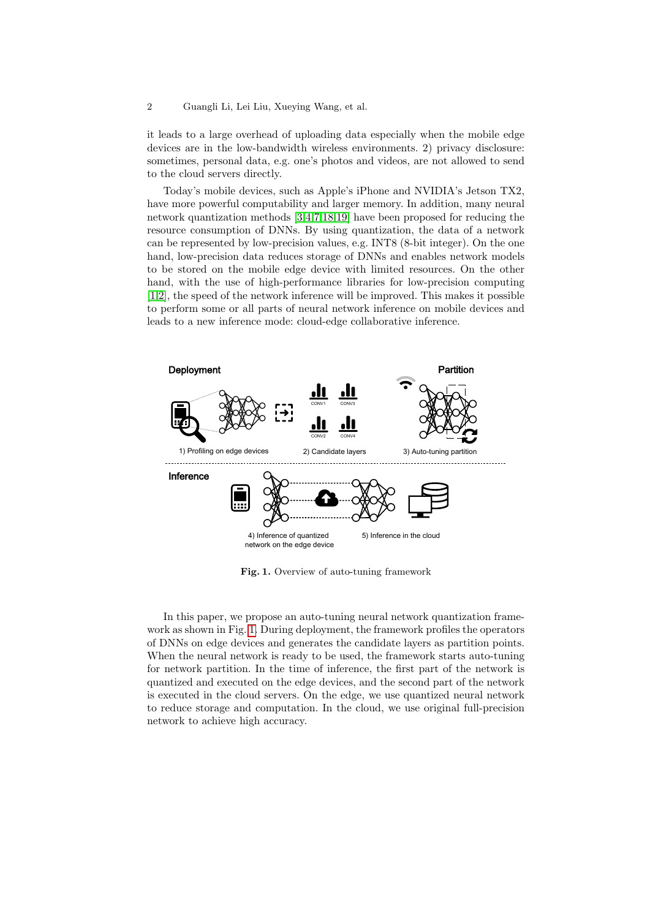it leads to a large overhead of uploading data especially when the mobile edge devices are in the low-bandwidth wireless environments. 2) privacy disclosure: sometimes, personal data, e.g. one's photos and videos, are not allowed to send to the cloud servers directly.

Today's mobile devices, such as Apple's iPhone and NVIDIA's Jetson TX2, have more powerful computability and larger memory. In addition, many neural network quantization methods [3,4,7,18,19] have been proposed for reducing the resource consumption of DNNs. By using quantization, the data of a network can be represented by low-precision values, e.g. INT8 (8-bit integer). On the one hand, low-precision data reduces storage of DNNs and enables network models to be stored on the mobile edge device with limited resources. On the other hand, with the use of high-performance libraries for low-precision computing [1,2], the speed of the network inference will be improved. This makes it possible to perform some or all parts of neural network inference on mobile devices and leads to a new inference mode: cloud-edge collaborative inference.

**Fig. 1.** Overview of auto-tuning framework

In this paper, we propose an auto-tuning neural network quantization framework as shown in Fig. 1. During deployment, the framework profiles the operators of DNNs on edge devices and generates the candidate layers as partition points. When the neural network is ready to be used, the framework starts auto-tuning for network partition. In the time of inference, the first part of the network is quantized and executed on the edge devices, and the second part of the network is executed in the cloud servers. On the edge, we use quantized neural network to reduce storage and computation. In the cloud, we use original full-precision network to achieve high accuracy.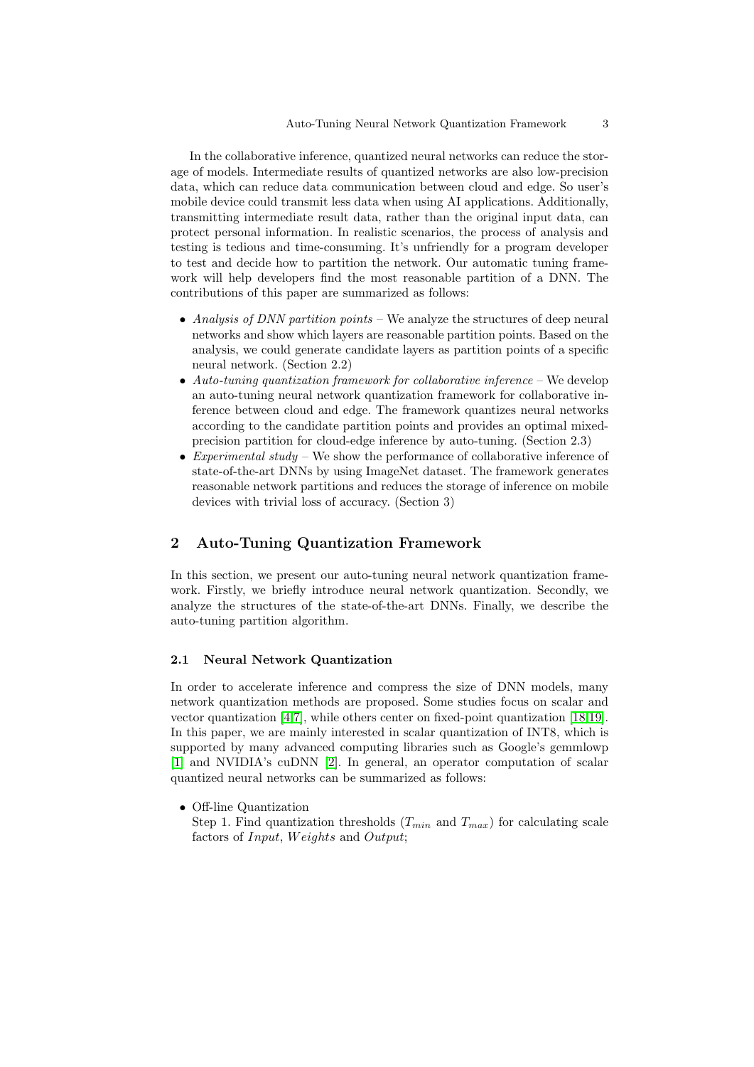In the collaborative inference, quantized neural networks can reduce the storage of models. Intermediate results of quantized networks are also low-precision data, which can reduce data communication between cloud and edge. So user's mobile device could transmit less data when using AI applications. Additionally, transmitting intermediate result data, rather than the original input data, can protect personal information. In realistic scenarios, the process of analysis and testing is tedious and time-consuming. It's unfriendly for a program developer to test and decide how to partition the network. Our automatic tuning framework will help developers find the most reasonable partition of a DNN. The contributions of this paper are summarized as follows:

- *Analysis of DNN partition points* – We analyze the structures of deep neural networks and show which layers are reasonable partition points. Based on the analysis, we could generate candidate layers as partition points of a specific neural network. (Section 2.2)
- *Auto-tuning quantization framework for collaborative inference* – We develop an auto-tuning neural network quantization framework for collaborative inference between cloud and edge. The framework quantizes neural networks according to the candidate partition points and provides an optimal mixed-precision partition for cloud-edge inference by auto-tuning. (Section 2.3)
- *Experimental study* – We show the performance of collaborative inference of state-of-the-art DNNs by using ImageNet dataset. The framework generates reasonable network partitions and reduces the storage of inference on mobile devices with trivial loss of accuracy. (Section 3)

## 2 Auto-Tuning Quantization Framework

In this section, we present our auto-tuning neural network quantization framework. Firstly, we briefly introduce neural network quantization. Secondly, we analyze the structures of the state-of-the-art DNNs. Finally, we describe the auto-tuning partition algorithm.

### 2.1 Neural Network Quantization

In order to accelerate inference and compress the size of DNN models, many network quantization methods are proposed. Some studies focus on scalar and vector quantization [4,7], while others center on fixed-point quantization [18,19]. In this paper, we are mainly interested in scalar quantization of INT8, which is supported by many advanced computing libraries such as Google's gemmlowp [1] and NVIDIA's cuDNN [2]. In general, an operator computation of scalar quantized neural networks can be summarized as follows:

- Off-line Quantization
  Step 1. Find quantization thresholds ($T_{min}$ and $T_{max}$) for calculating scale factors of $Input$, $Weights$ and $Output$;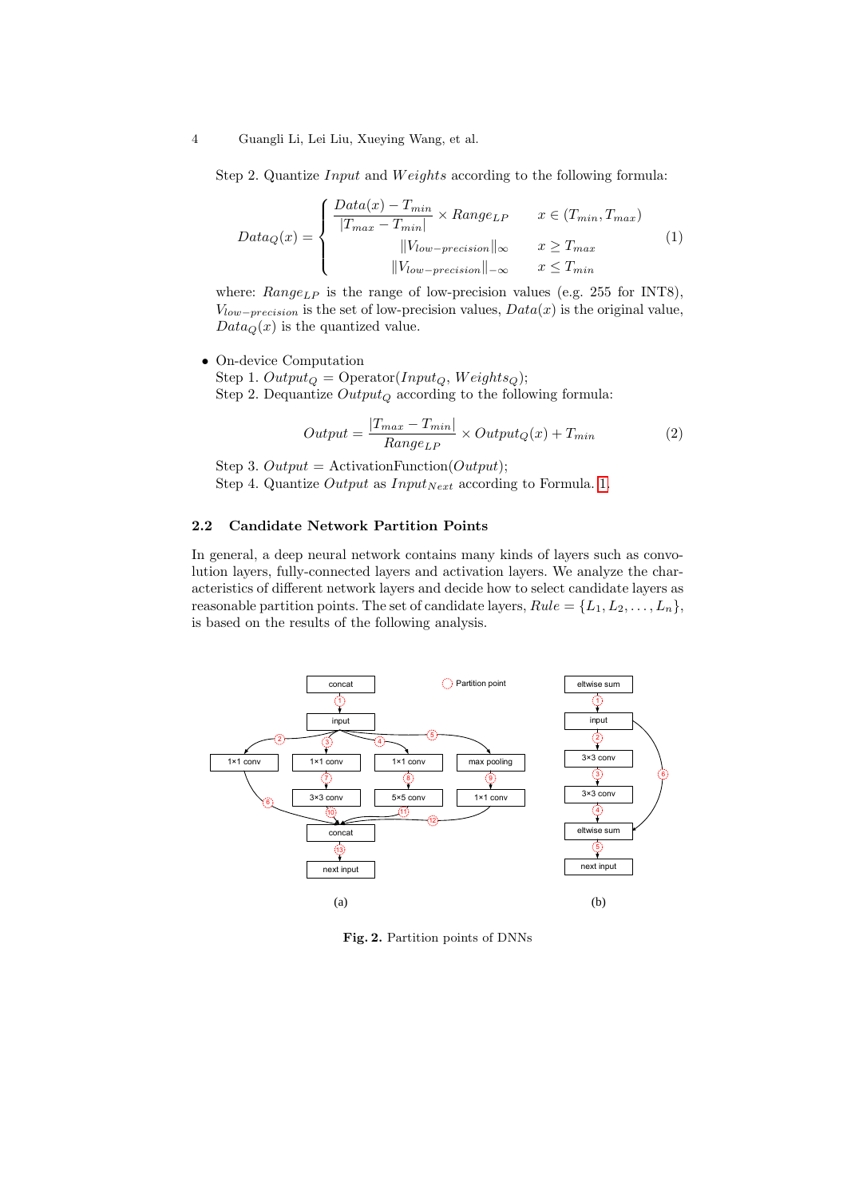Step 2. Quantize $Input$ and $Weights$ according to the following formula:

$$
Data_Q(x) = \begin{cases} \dfrac{Data(x) - T_{min}}{|T_{max} - T_{min}|} \times Range_{LP} & x \in (T_{min}, T_{max}) \\ \|V_{low-precision}\|_{\infty} & x \geq T_{max} \\ \|V_{low-precision}\|_{-\infty} & x \leq T_{min} \end{cases} \tag{1}
$$

where: $Range_{LP}$ is the range of low-precision values (e.g. 255 for INT8), $V_{low-precision}$ is the set of low-precision values, $Data(x)$ is the original value, $Data_Q(x)$ is the quantized value.

- On-device Computation

  Step 1. $Output_Q$ = Operator($Input_Q$, $Weights_Q$);

  Step 2. Dequantize $Output_Q$ according to the following formula:

$$
Output = \frac{|T_{max} - T_{min}|}{Range_{LP}} \times Output_Q(x) + T_{min} \tag{2}
$$

  Step 3. $Output$ = ActivationFunction($Output$);

  Step 4. Quantize $Output$ as $Input_{Next}$ according to Formula. 1.

### 2.2 Candidate Network Partition Points

In general, a deep neural network contains many kinds of layers such as convolution layers, fully-connected layers and activation layers. We analyze the characteristics of different network layers and decide how to select candidate layers as reasonable partition points. The set of candidate layers, $Rule = \{L_1, L_2, \ldots, L_n\}$, is based on the results of the following analysis.

**Fig. 2.** Partition points of DNNs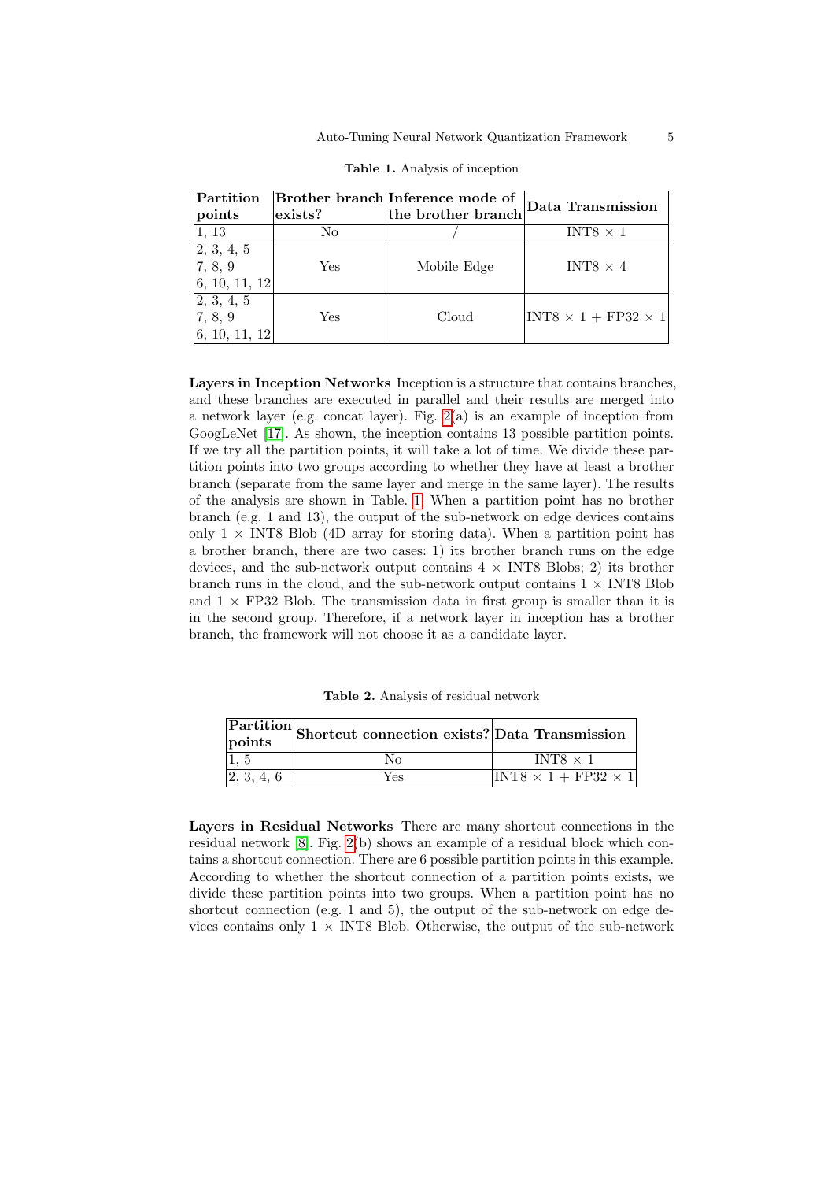**Table 1.** Analysis of inception

| Partition points | Brother branch exists? | Inference mode of the brother branch | Data Transmission |
|---|---|---|---|
| 1, 13 | No | / | INT8 × 1 |
| 2, 3, 4, 5<br>7, 8, 9<br>6, 10, 11, 12 | Yes | Mobile Edge | INT8 × 4 |
| 2, 3, 4, 5<br>7, 8, 9<br>6, 10, 11, 12 | Yes | Cloud | INT8 × 1 + FP32 × 1 |

**Layers in Inception Networks** Inception is a structure that contains branches, and these branches are executed in parallel and their results are merged into a network layer (e.g. concat layer). Fig. 2(a) is an example of inception from GoogLeNet [17]. As shown, the inception contains 13 possible partition points. If we try all the partition points, it will take a lot of time. We divide these partition points into two groups according to whether they have at least a brother branch (separate from the same layer and merge in the same layer). The results of the analysis are shown in Table. 1. When a partition point has no brother branch (e.g. 1 and 13), the output of the sub-network on edge devices contains only 1 × INT8 Blob (4D array for storing data). When a partition point has a brother branch, there are two cases: 1) its brother branch runs on the edge devices, and the sub-network output contains 4 × INT8 Blobs; 2) its brother branch runs in the cloud, and the sub-network output contains 1 × INT8 Blob and 1 × FP32 Blob. The transmission data in first group is smaller than it is in the second group. Therefore, if a network layer in inception has a brother branch, the framework will not choose it as a candidate layer.

**Table 2.** Analysis of residual network

| Partition points | Shortcut connection exists? | Data Transmission |
|---|---|---|
| 1, 5 | No | INT8 × 1 |
| 2, 3, 4, 6 | Yes | INT8 × 1 + FP32 × 1 |

**Layers in Residual Networks** There are many shortcut connections in the residual network [8]. Fig. 2(b) shows an example of a residual block which contains a shortcut connection. There are 6 possible partition points in this example. According to whether the shortcut connection of a partition points exists, we divide these partition points into two groups. When a partition point has no shortcut connection (e.g. 1 and 5), the output of the sub-network on edge devices contains only 1 × INT8 Blob. Otherwise, the output of the sub-network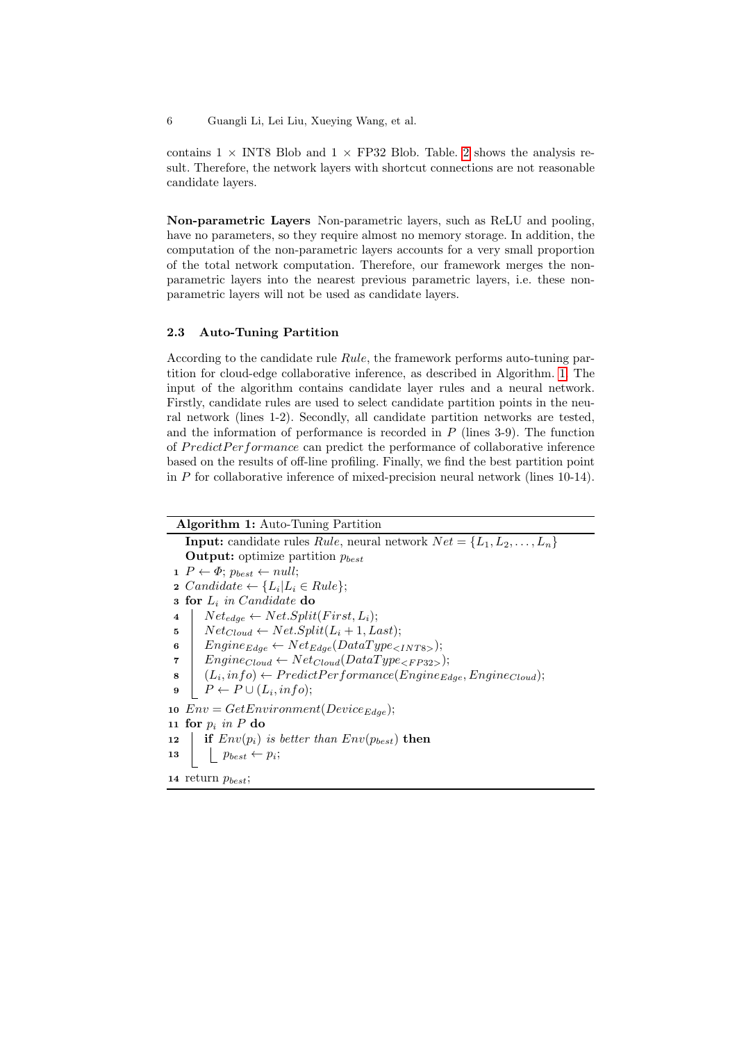contains 1 × INT8 Blob and 1 × FP32 Blob. Table. 2 shows the analysis result. Therefore, the network layers with shortcut connections are not reasonable candidate layers.

**Non-parametric Layers** Non-parametric layers, such as ReLU and pooling, have no parameters, so they require almost no memory storage. In addition, the computation of the non-parametric layers accounts for a very small proportion of the total network computation. Therefore, our framework merges the non-parametric layers into the nearest previous parametric layers, i.e. these non-parametric layers will not be used as candidate layers.

### 2.3 Auto-Tuning Partition

According to the candidate rule $Rule$, the framework performs auto-tuning partition for cloud-edge collaborative inference, as described in Algorithm. 1. The input of the algorithm contains candidate layer rules and a neural network. Firstly, candidate rules are used to select candidate partition points in the neural network (lines 1-2). Secondly, all candidate partition networks are tested, and the information of performance is recorded in $P$ (lines 3-9). The function of $PredictPerformance$ can predict the performance of collaborative inference based on the results of off-line profiling. Finally, we find the best partition point in $P$ for collaborative inference of mixed-precision neural network (lines 10-14).

**Algorithm 1:** Auto-Tuning Partition

**Input:** candidate rules $Rule$, neural network $Net = \{L_1, L_2, \ldots, L_n\}$
**Output:** optimize partition $p_{best}$

1. $P \leftarrow \Phi$; $p_{best} \leftarrow null$;
2. $Candidate \leftarrow \{L_i | L_i \in Rule\}$;
3. **for** $L_i$ *in* $Candidate$ **do**
4. $\quad Net_{edge} \leftarrow Net.Split(First, L_i)$;
5. $\quad Net_{Cloud} \leftarrow Net.Split(L_i + 1, Last)$;
6. $\quad Engine_{Edge} \leftarrow Net_{Edge}(DataType_{<INT8>})$;
7. $\quad Engine_{Cloud} \leftarrow Net_{Cloud}(DataType_{<FP32>})$;
8. $\quad (L_i, info) \leftarrow PredictPerformance(Engine_{Edge}, Engine_{Cloud})$;
9. $\quad P \leftarrow P \cup (L_i, info)$;
10. $Env = GetEnvironment(Device_{Edge})$;
11. **for** $p_i$ *in* $P$ **do**
12. $\quad$ **if** $Env(p_i)$ *is better than* $Env(p_{best})$ **then**
13. $\quad\quad p_{best} \leftarrow p_i$;
14. return $p_{best}$;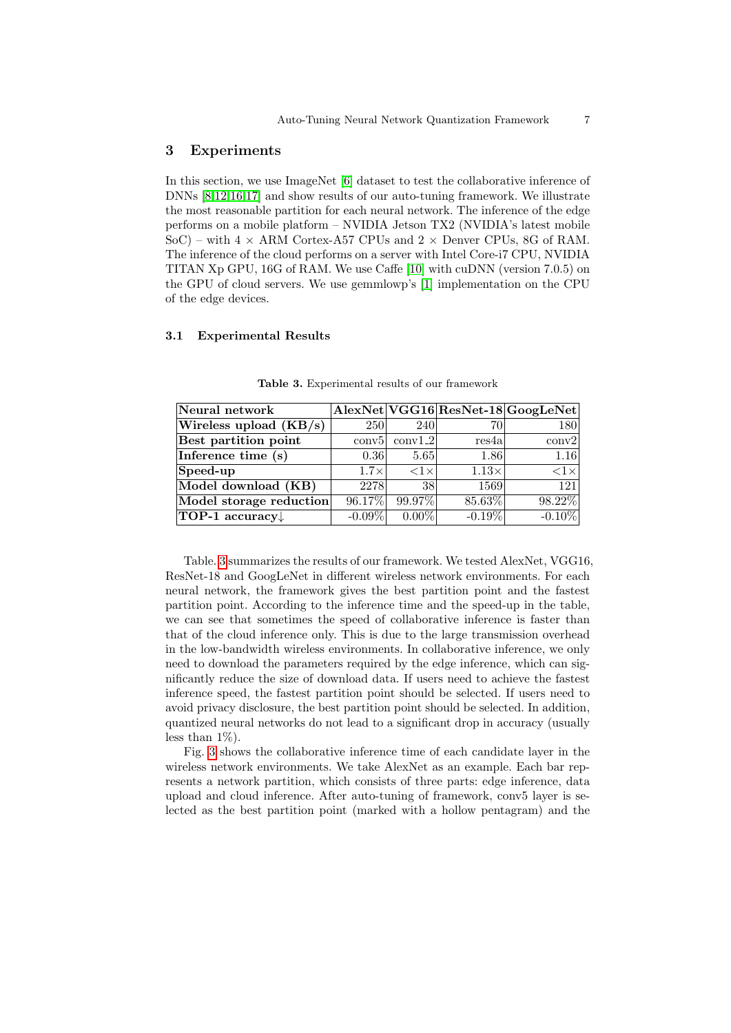## 3 Experiments

In this section, we use ImageNet [6] dataset to test the collaborative inference of DNNs [8,12,16,17] and show results of our auto-tuning framework. We illustrate the most reasonable partition for each neural network. The inference of the edge performs on a mobile platform – NVIDIA Jetson TX2 (NVIDIA's latest mobile SoC) – with 4 × ARM Cortex-A57 CPUs and 2 × Denver CPUs, 8G of RAM. The inference of the cloud performs on a server with Intel Core-i7 CPU, NVIDIA TITAN Xp GPU, 16G of RAM. We use Caffe [10] with cuDNN (version 7.0.5) on the GPU of cloud servers. We use gemmlowp's [1] implementation on the CPU of the edge devices.

### 3.1 Experimental Results

**Table 3.** Experimental results of our framework

| **Neural network** | **AlexNet** | **VGG16** | **ResNet-18** | **GoogLeNet** |
|---|---|---|---|---|
| **Wireless upload (KB/s)** | 250 | 240 | 70 | 180 |
| **Best partition point** | conv5 | conv1_2 | res4a | conv2 |
| **Inference time (s)** | 0.36 | 5.65 | 1.86 | 1.16 |
| **Speed-up** | 1.7× | <1× | 1.13× | <1× |
| **Model download (KB)** | 2278 | 38 | 1569 | 121 |
| **Model storage reduction** | 96.17% | 99.97% | 85.63% | 98.22% |
| **TOP-1 accuracy↓** | -0.09% | 0.00% | -0.19% | -0.10% |

Table. 3 summarizes the results of our framework. We tested AlexNet, VGG16, ResNet-18 and GoogLeNet in different wireless network environments. For each neural network, the framework gives the best partition point and the fastest partition point. According to the inference time and the speed-up in the table, we can see that sometimes the speed of collaborative inference is faster than that of the cloud inference only. This is due to the large transmission overhead in the low-bandwidth wireless environments. In collaborative inference, we only need to download the parameters required by the edge inference, which can significantly reduce the size of download data. If users need to achieve the fastest inference speed, the fastest partition point should be selected. If users need to avoid privacy disclosure, the best partition point should be selected. In addition, quantized neural networks do not lead to a significant drop in accuracy (usually less than 1%).

Fig. 3 shows the collaborative inference time of each candidate layer in the wireless network environments. We take AlexNet as an example. Each bar represents a network partition, which consists of three parts: edge inference, data upload and cloud inference. After auto-tuning of framework, conv5 layer is selected as the best partition point (marked with a hollow pentagram) and the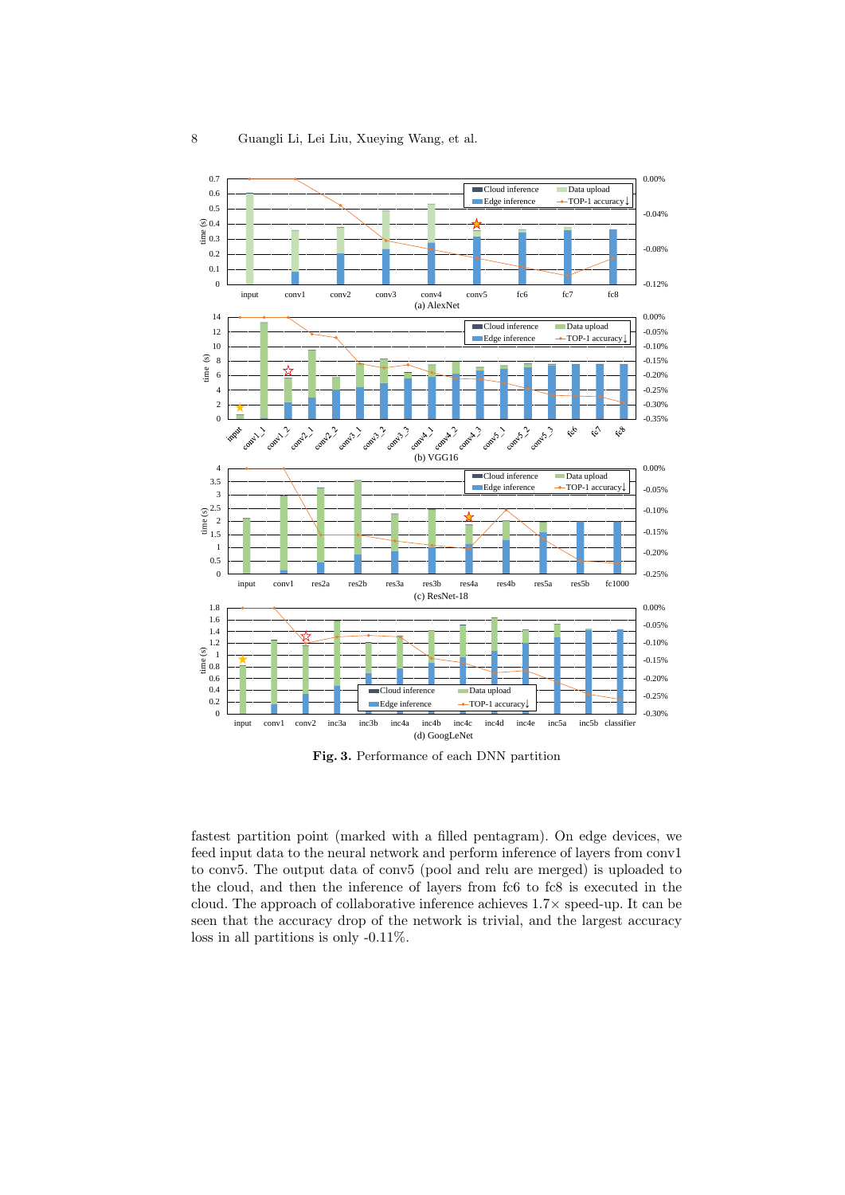**Fig. 3.** Performance of each DNN partition

fastest partition point (marked with a filled pentagram). On edge devices, we feed input data to the neural network and perform inference of layers from conv1 to conv5. The output data of conv5 (pool and relu are merged) is uploaded to the cloud, and then the inference of layers from fc6 to fc8 is executed in the cloud. The approach of collaborative inference achieves 1.7× speed-up. It can be seen that the accuracy drop of the network is trivial, and the largest accuracy loss in all partitions is only -0.11%.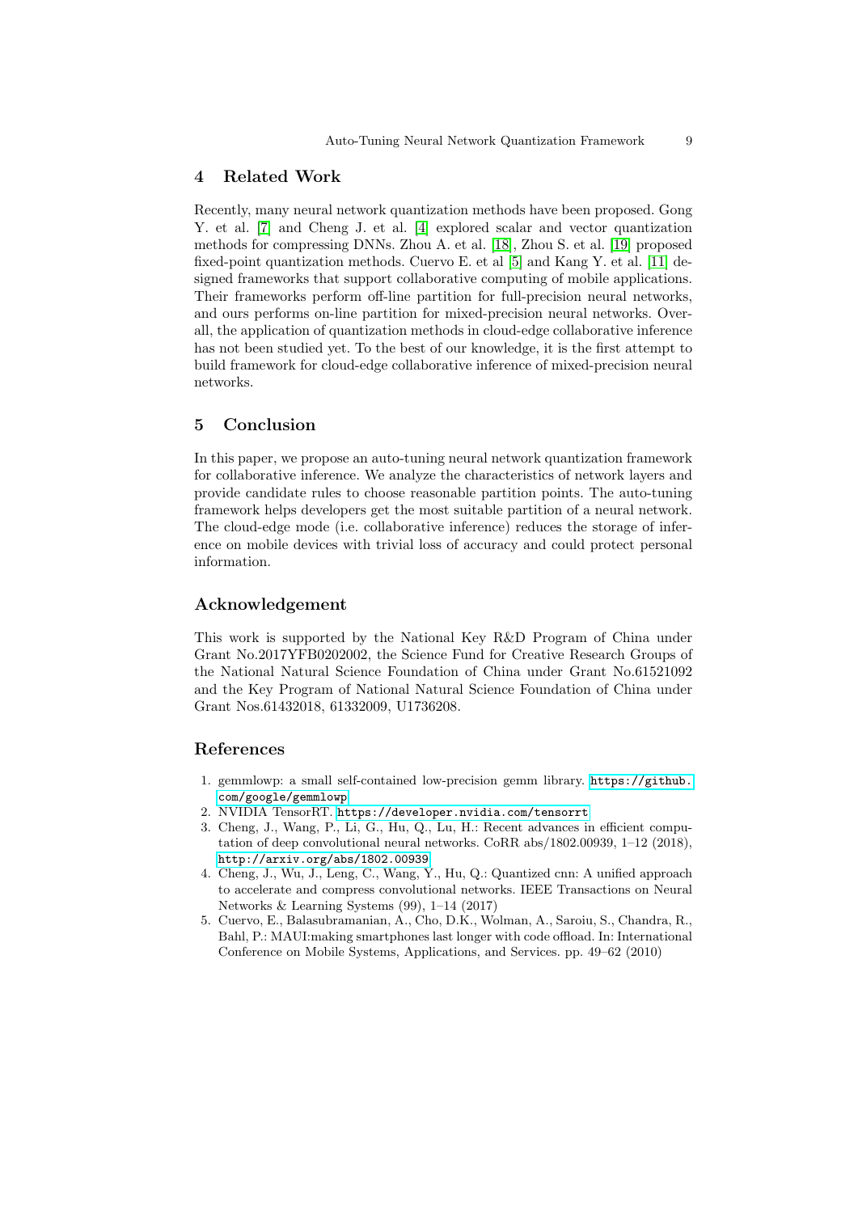## 4 Related Work

Recently, many neural network quantization methods have been proposed. Gong Y. et al. [7] and Cheng J. et al. [4] explored scalar and vector quantization methods for compressing DNNs. Zhou A. et al. [18], Zhou S. et al. [19] proposed fixed-point quantization methods. Cuervo E. et al [5] and Kang Y. et al. [11] designed frameworks that support collaborative computing of mobile applications. Their frameworks perform off-line partition for full-precision neural networks, and ours performs on-line partition for mixed-precision neural networks. Overall, the application of quantization methods in cloud-edge collaborative inference has not been studied yet. To the best of our knowledge, it is the first attempt to build framework for cloud-edge collaborative inference of mixed-precision neural networks.

## 5 Conclusion

In this paper, we propose an auto-tuning neural network quantization framework for collaborative inference. We analyze the characteristics of network layers and provide candidate rules to choose reasonable partition points. The auto-tuning framework helps developers get the most suitable partition of a neural network. The cloud-edge mode (i.e. collaborative inference) reduces the storage of inference on mobile devices with trivial loss of accuracy and could protect personal information.

## Acknowledgement

This work is supported by the National Key R&D Program of China under Grant No.2017YFB0202002, the Science Fund for Creative Research Groups of the National Natural Science Foundation of China under Grant No.61521092 and the Key Program of National Natural Science Foundation of China under Grant Nos.61432018, 61332009, U1736208.

## References

1. gemmlowp: a small self-contained low-precision gemm library. https://github.com/google/gemmlowp
2. NVIDIA TensorRT. https://developer.nvidia.com/tensorrt
3. Cheng, J., Wang, P., Li, G., Hu, Q., Lu, H.: Recent advances in efficient computation of deep convolutional neural networks. CoRR abs/1802.00939, 1–12 (2018), http://arxiv.org/abs/1802.00939
4. Cheng, J., Wu, J., Leng, C., Wang, Y., Hu, Q.: Quantized cnn: A unified approach to accelerate and compress convolutional networks. IEEE Transactions on Neural Networks & Learning Systems (99), 1–14 (2017)
5. Cuervo, E., Balasubramanian, A., Cho, D.K., Wolman, A., Saroiu, S., Chandra, R., Bahl, P.: MAUI:making smartphones last longer with code offload. In: International Conference on Mobile Systems, Applications, and Services. pp. 49–62 (2010)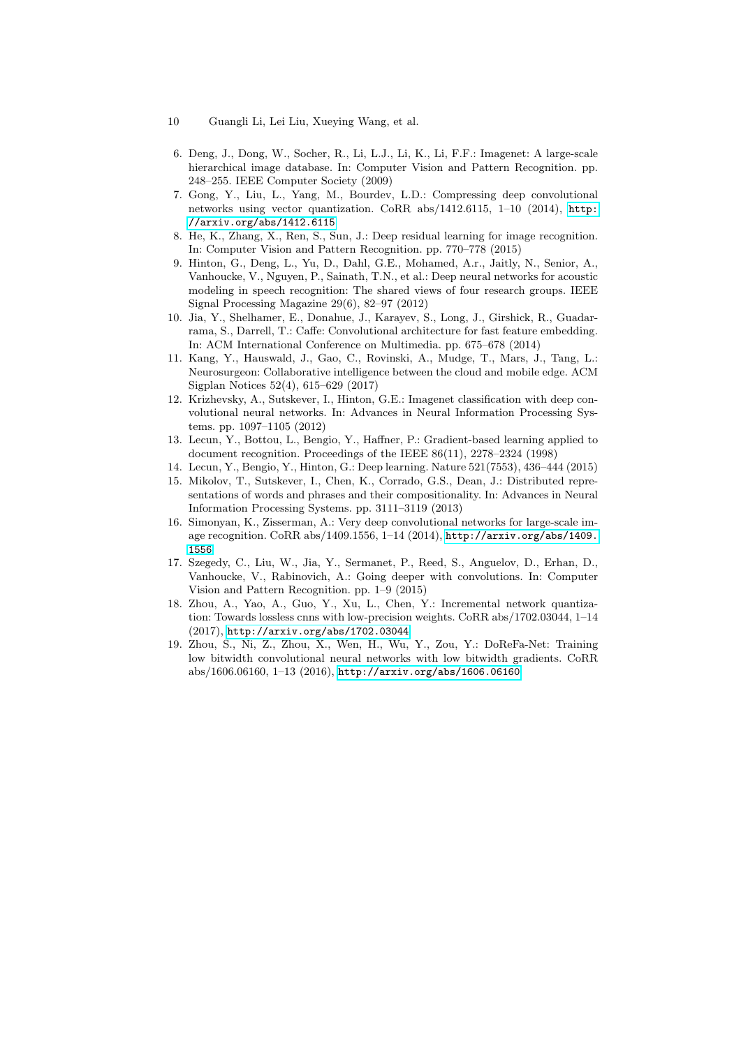6. Deng, J., Dong, W., Socher, R., Li, L.J., Li, K., Li, F.F.: Imagenet: A large-scale hierarchical image database. In: Computer Vision and Pattern Recognition. pp. 248–255. IEEE Computer Society (2009)
7. Gong, Y., Liu, L., Yang, M., Bourdev, L.D.: Compressing deep convolutional networks using vector quantization. CoRR abs/1412.6115, 1–10 (2014), http://arxiv.org/abs/1412.6115
8. He, K., Zhang, X., Ren, S., Sun, J.: Deep residual learning for image recognition. In: Computer Vision and Pattern Recognition. pp. 770–778 (2015)
9. Hinton, G., Deng, L., Yu, D., Dahl, G.E., Mohamed, A.r., Jaitly, N., Senior, A., Vanhoucke, V., Nguyen, P., Sainath, T.N., et al.: Deep neural networks for acoustic modeling in speech recognition: The shared views of four research groups. IEEE Signal Processing Magazine 29(6), 82–97 (2012)
10. Jia, Y., Shelhamer, E., Donahue, J., Karayev, S., Long, J., Girshick, R., Guadarrama, S., Darrell, T.: Caffe: Convolutional architecture for fast feature embedding. In: ACM International Conference on Multimedia. pp. 675–678 (2014)
11. Kang, Y., Hauswald, J., Gao, C., Rovinski, A., Mudge, T., Mars, J., Tang, L.: Neurosurgeon: Collaborative intelligence between the cloud and mobile edge. ACM Sigplan Notices 52(4), 615–629 (2017)
12. Krizhevsky, A., Sutskever, I., Hinton, G.E.: Imagenet classification with deep convolutional neural networks. In: Advances in Neural Information Processing Systems. pp. 1097–1105 (2012)
13. Lecun, Y., Bottou, L., Bengio, Y., Haffner, P.: Gradient-based learning applied to document recognition. Proceedings of the IEEE 86(11), 2278–2324 (1998)
14. Lecun, Y., Bengio, Y., Hinton, G.: Deep learning. Nature 521(7553), 436–444 (2015)
15. Mikolov, T., Sutskever, I., Chen, K., Corrado, G.S., Dean, J.: Distributed representations of words and phrases and their compositionality. In: Advances in Neural Information Processing Systems. pp. 3111–3119 (2013)
16. Simonyan, K., Zisserman, A.: Very deep convolutional networks for large-scale image recognition. CoRR abs/1409.1556, 1–14 (2014), http://arxiv.org/abs/1409.1556
17. Szegedy, C., Liu, W., Jia, Y., Sermanet, P., Reed, S., Anguelov, D., Erhan, D., Vanhoucke, V., Rabinovich, A.: Going deeper with convolutions. In: Computer Vision and Pattern Recognition. pp. 1–9 (2015)
18. Zhou, A., Yao, A., Guo, Y., Xu, L., Chen, Y.: Incremental network quantization: Towards lossless cnns with low-precision weights. CoRR abs/1702.03044, 1–14 (2017), http://arxiv.org/abs/1702.03044
19. Zhou, S., Ni, Z., Zhou, X., Wen, H., Wu, Y., Zou, Y.: DoReFa-Net: Training low bitwidth convolutional neural networks with low bitwidth gradients. CoRR abs/1606.06160, 1–13 (2016), http://arxiv.org/abs/1606.06160